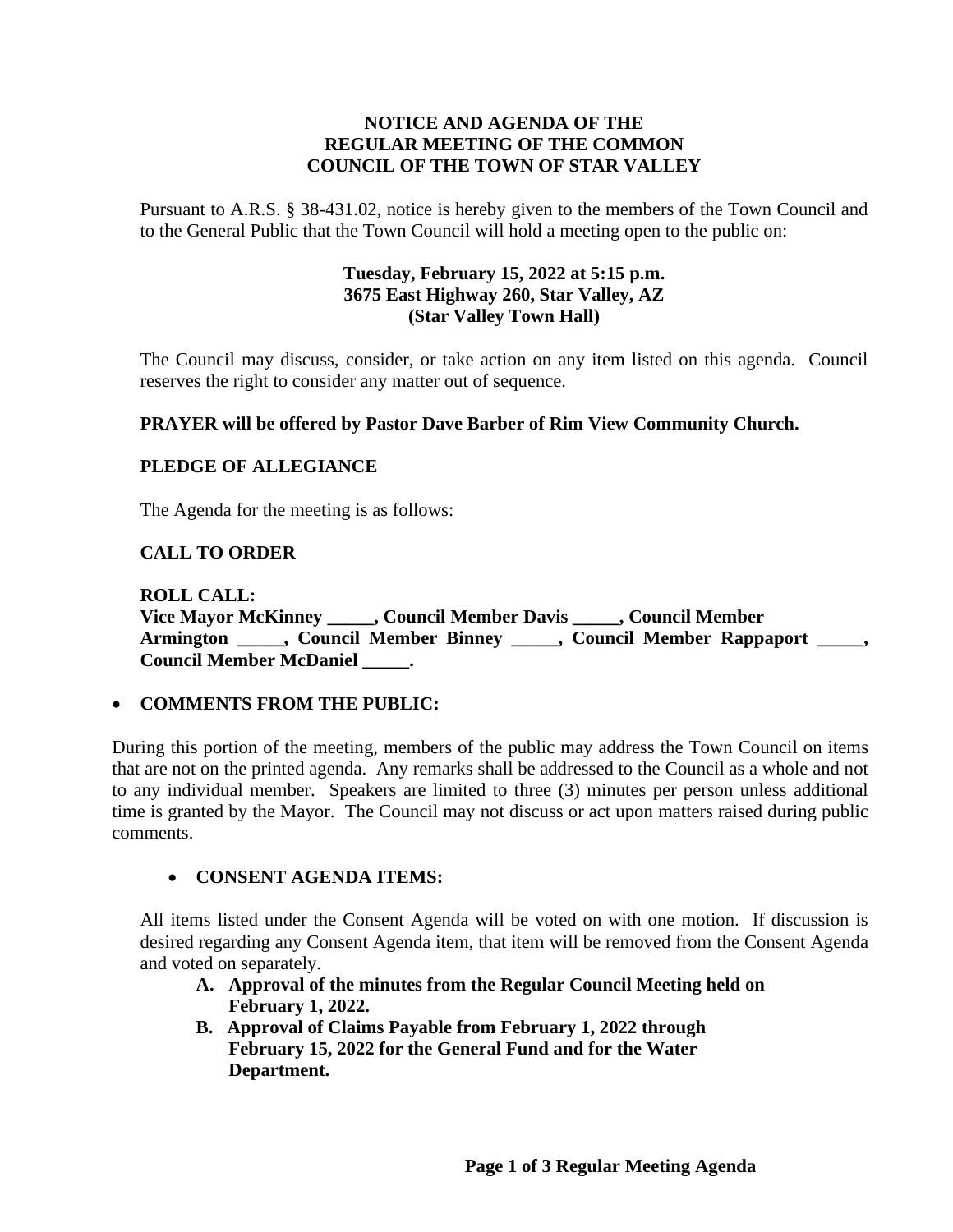# NOTICE AND AGENDA OF THE REGULAR MEETING OF THE COMMON COUNCIL OF THE TOWN OF STAR VALLEY

Pursuant to A.R.S. § 38-431.02, notice is hereby given to the members of the Town Council and to the General Public that the Town Council will hold a meeting open to the public on:

**Tuesday, February 15, 2022 at 5:15 p.m.**
**3675 East Highway 260, Star Valley, AZ**
**(Star Valley Town Hall)**

The Council may discuss, consider, or take action on any item listed on this agenda. Council reserves the right to consider any matter out of sequence.

**PRAYER will be offered by Pastor Dave Barber of Rim View Community Church.**

**PLEDGE OF ALLEGIANCE**

The Agenda for the meeting is as follows:

**CALL TO ORDER**

**ROLL CALL:**
**Vice Mayor McKinney _____, Council Member Davis _____, Council Member Armington _____, Council Member Binney _____, Council Member Rappaport _____, Council Member McDaniel _____.**

- **COMMENTS FROM THE PUBLIC:**

During this portion of the meeting, members of the public may address the Town Council on items that are not on the printed agenda. Any remarks shall be addressed to the Council as a whole and not to any individual member. Speakers are limited to three (3) minutes per person unless additional time is granted by the Mayor. The Council may not discuss or act upon matters raised during public comments.

- **CONSENT AGENDA ITEMS:**

All items listed under the Consent Agenda will be voted on with one motion. If discussion is desired regarding any Consent Agenda item, that item will be removed from the Consent Agenda and voted on separately.

- **A. Approval of the minutes from the Regular Council Meeting held on February 1, 2022.**
- **B. Approval of Claims Payable from February 1, 2022 through February 15, 2022 for the General Fund and for the Water Department.**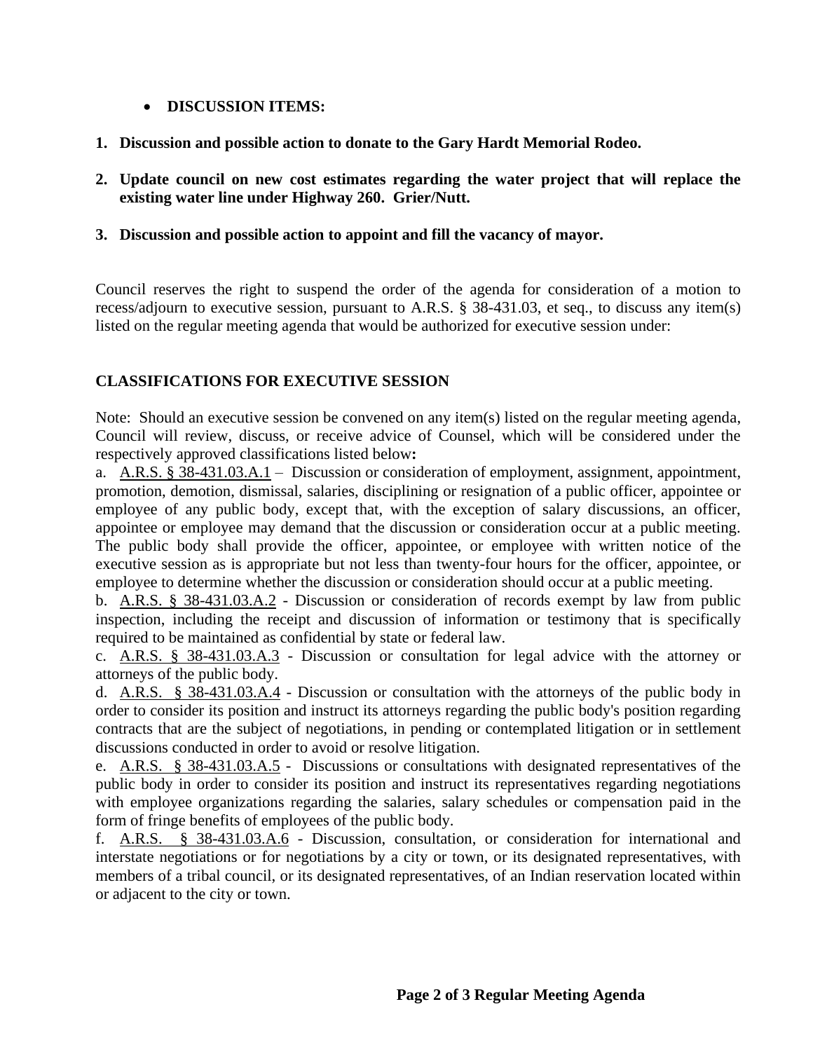- **DISCUSSION ITEMS:**

1. **Discussion and possible action to donate to the Gary Hardt Memorial Rodeo.**
2. **Update council on new cost estimates regarding the water project that will replace the existing water line under Highway 260. Grier/Nutt.**
3. **Discussion and possible action to appoint and fill the vacancy of mayor.**

Council reserves the right to suspend the order of the agenda for consideration of a motion to recess/adjourn to executive session, pursuant to A.R.S. § 38-431.03, et seq., to discuss any item(s) listed on the regular meeting agenda that would be authorized for executive session under:

**CLASSIFICATIONS FOR EXECUTIVE SESSION**

Note: Should an executive session be convened on any item(s) listed on the regular meeting agenda, Council will review, discuss, or receive advice of Counsel, which will be considered under the respectively approved classifications listed below**:**

a. A.R.S. § 38-431.03.A.1 – Discussion or consideration of employment, assignment, appointment, promotion, demotion, dismissal, salaries, disciplining or resignation of a public officer, appointee or employee of any public body, except that, with the exception of salary discussions, an officer, appointee or employee may demand that the discussion or consideration occur at a public meeting. The public body shall provide the officer, appointee, or employee with written notice of the executive session as is appropriate but not less than twenty-four hours for the officer, appointee, or employee to determine whether the discussion or consideration should occur at a public meeting.

b. A.R.S. § 38-431.03.A.2 - Discussion or consideration of records exempt by law from public inspection, including the receipt and discussion of information or testimony that is specifically required to be maintained as confidential by state or federal law.

c. A.R.S. § 38-431.03.A.3 - Discussion or consultation for legal advice with the attorney or attorneys of the public body.

d. A.R.S. § 38-431.03.A.4 - Discussion or consultation with the attorneys of the public body in order to consider its position and instruct its attorneys regarding the public body's position regarding contracts that are the subject of negotiations, in pending or contemplated litigation or in settlement discussions conducted in order to avoid or resolve litigation.

e. A.R.S. § 38-431.03.A.5 - Discussions or consultations with designated representatives of the public body in order to consider its position and instruct its representatives regarding negotiations with employee organizations regarding the salaries, salary schedules or compensation paid in the form of fringe benefits of employees of the public body.

f. A.R.S. § 38-431.03.A.6 - Discussion, consultation, or consideration for international and interstate negotiations or for negotiations by a city or town, or its designated representatives, with members of a tribal council, or its designated representatives, of an Indian reservation located within or adjacent to the city or town.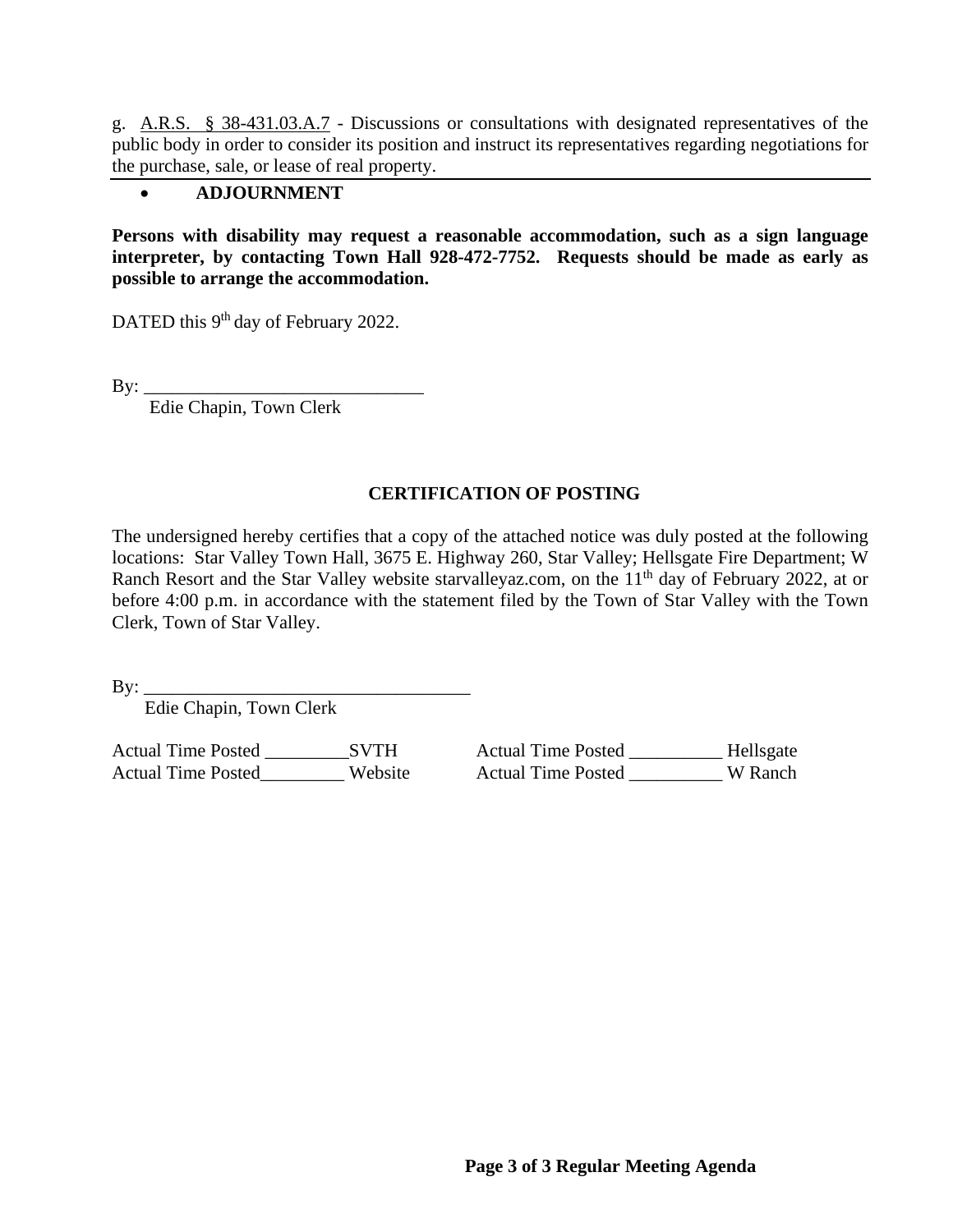g. A.R.S. § 38-431.03.A.7 - Discussions or consultations with designated representatives of the public body in order to consider its position and instruct its representatives regarding negotiations for the purchase, sale, or lease of real property.

---

- **ADJOURNMENT**

**Persons with disability may request a reasonable accommodation, such as a sign language interpreter, by contacting Town Hall 928-472-7752. Requests should be made as early as possible to arrange the accommodation.**

DATED this 9th day of February 2022.

By: ______________________________
Edie Chapin, Town Clerk

**CERTIFICATION OF POSTING**

The undersigned hereby certifies that a copy of the attached notice was duly posted at the following locations: Star Valley Town Hall, 3675 E. Highway 260, Star Valley; Hellsgate Fire Department; W Ranch Resort and the Star Valley website starvalleyaz.com, on the 11th day of February 2022, at or before 4:00 p.m. in accordance with the statement filed by the Town of Star Valley with the Town Clerk, Town of Star Valley.

By: ___________________________________
Edie Chapin, Town Clerk

| | |
|---|---|
| Actual Time Posted _________SVTH | Actual Time Posted __________ Hellsgate |
| Actual Time Posted_________ Website | Actual Time Posted __________ W Ranch |